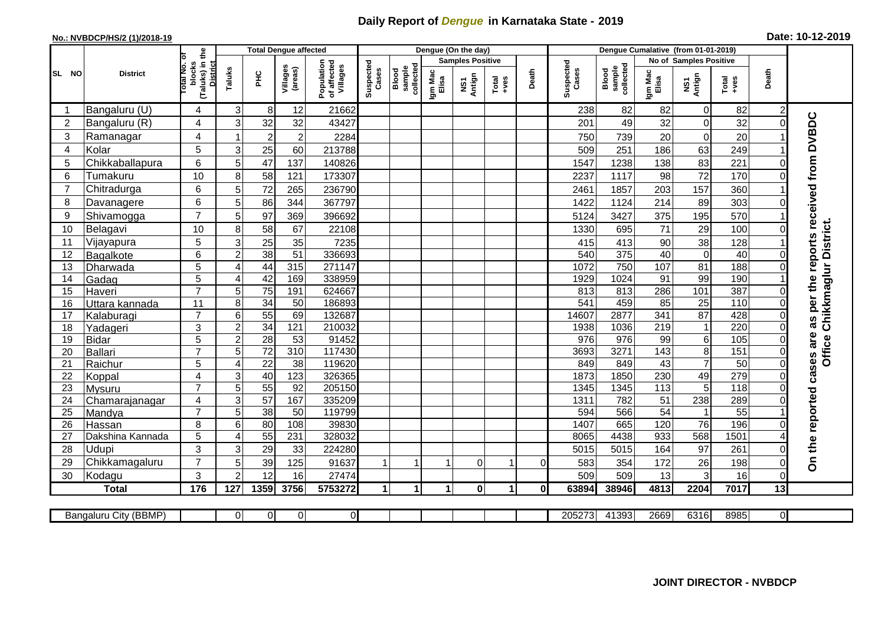# Daily Report of *Dengue* in Karnataka State - 2019

**No.: NVBDCP/HS/2 (1)/2018-19** **Date: 10-12-2019**

| SL NO | District | Total No. of blocks (Taluks) in the District | Total Dengue affected | | | | Dengue (On the day) | | | | | | | Dengue Cumalative (from 01-01-2019) | | | | | | | |
|---|---|---|---|---|---|---|---|---|---|---|---|---|---|---|---|---|---|---|---|---|
| | | | Taluks | PHC | Villages (areas) | Population of affected Villages | Suspected Cases | Blood sample collected | Samples Positive | | | Death | Suspected Cases | Blood sample collected | No of Samples Positive | | | Death | |
| | | | | | | | | | Igm Mac Elisa | NS1 Antign | Total +ves | | | | Igm Mac Elisa | NS1 Antign | Total +ves | | |
| 1 | Bangaluru (U) | 4 | 3 | 8 | 12 | 21662 | | | | | | | 238 | 82 | 82 | 0 | 82 | 2 | On the reported cases are as per the reports received from DVBDC Office Chikkmaglur District. |
| 2 | Bangaluru (R) | 4 | 3 | 32 | 32 | 43427 | | | | | | | 201 | 49 | 32 | 0 | 32 | 0 | |
| 3 | Ramanagar | 4 | 1 | 2 | 2 | 2284 | | | | | | | 750 | 739 | 20 | 0 | 20 | 1 | |
| 4 | Kolar | 5 | 3 | 25 | 60 | 213788 | | | | | | | 509 | 251 | 186 | 63 | 249 | 1 | |
| 5 | Chikkaballapura | 6 | 5 | 47 | 137 | 140826 | | | | | | | 1547 | 1238 | 138 | 83 | 221 | 0 | |
| 6 | Tumakuru | 10 | 8 | 58 | 121 | 173307 | | | | | | | 2237 | 1117 | 98 | 72 | 170 | 0 | |
| 7 | Chitradurga | 6 | 5 | 72 | 265 | 236790 | | | | | | | 2461 | 1857 | 203 | 157 | 360 | 1 | |
| 8 | Davanagere | 6 | 5 | 86 | 344 | 367797 | | | | | | | 1422 | 1124 | 214 | 89 | 303 | 0 | |
| 9 | Shivamogga | 7 | 5 | 97 | 369 | 396692 | | | | | | | 5124 | 3427 | 375 | 195 | 570 | 1 | |
| 10 | Belagavi | 10 | 8 | 58 | 67 | 22108 | | | | | | | 1330 | 695 | 71 | 29 | 100 | 0 | |
| 11 | Vijayapura | 5 | 3 | 25 | 35 | 7235 | | | | | | | 415 | 413 | 90 | 38 | 128 | 1 | |
| 12 | Bagalkote | 6 | 2 | 38 | 51 | 336693 | | | | | | | 540 | 375 | 40 | 0 | 40 | 0 | |
| 13 | Dharwada | 5 | 4 | 44 | 315 | 271147 | | | | | | | 1072 | 750 | 107 | 81 | 188 | 0 | |
| 14 | Gadag | 5 | 4 | 42 | 169 | 338959 | | | | | | | 1929 | 1024 | 91 | 99 | 190 | 1 | |
| 15 | Haveri | 7 | 5 | 75 | 191 | 624667 | | | | | | | 813 | 813 | 286 | 101 | 387 | 0 | |
| 16 | Uttara kannada | 11 | 8 | 34 | 50 | 186893 | | | | | | | 541 | 459 | 85 | 25 | 110 | 0 | |
| 17 | Kalaburagi | 7 | 6 | 55 | 69 | 132687 | | | | | | | 14607 | 2877 | 341 | 87 | 428 | 0 | |
| 18 | Yadageri | 3 | 2 | 34 | 121 | 210032 | | | | | | | 1938 | 1036 | 219 | 1 | 220 | 0 | |
| 19 | Bidar | 5 | 2 | 28 | 53 | 91452 | | | | | | | 976 | 976 | 99 | 6 | 105 | 0 | |
| 20 | Ballari | 7 | 5 | 72 | 310 | 117430 | | | | | | | 3693 | 3271 | 143 | 8 | 151 | 0 | |
| 21 | Raichur | 5 | 4 | 22 | 38 | 119620 | | | | | | | 849 | 849 | 43 | 7 | 50 | 0 | |
| 22 | Koppal | 4 | 3 | 40 | 123 | 326365 | | | | | | | 1873 | 1850 | 230 | 49 | 279 | 0 | |
| 23 | Mysuru | 7 | 5 | 55 | 92 | 205150 | | | | | | | 1345 | 1345 | 113 | 5 | 118 | 0 | |
| 24 | Chamarajanagar | 4 | 3 | 57 | 167 | 335209 | | | | | | | 1311 | 782 | 51 | 238 | 289 | 0 | |
| 25 | Mandya | 7 | 5 | 38 | 50 | 119799 | | | | | | | 594 | 566 | 54 | 1 | 55 | 1 | |
| 26 | Hassan | 8 | 6 | 80 | 108 | 39830 | | | | | | | 1407 | 665 | 120 | 76 | 196 | 0 | |
| 27 | Dakshina Kannada | 5 | 4 | 55 | 231 | 328032 | | | | | | | 8065 | 4438 | 933 | 568 | 1501 | 4 | |
| 28 | Udupi | 3 | 3 | 29 | 33 | 224280 | | | | | | | 5015 | 5015 | 164 | 97 | 261 | 0 | |
| 29 | Chikkamagaluru | 7 | 5 | 39 | 125 | 91637 | 1 | 1 | 1 | 0 | 1 | 0 | 583 | 354 | 172 | 26 | 198 | 0 | |
| 30 | Kodagu | 3 | 2 | 12 | 16 | 27474 | | | | | | | 509 | 509 | 13 | 3 | 16 | 0 | |
| **Total** | | **176** | **127** | **1359** | **3756** | **5753272** | **1** | **1** | **1** | **0** | **1** | **0** | **63894** | **38946** | **4813** | **2204** | **7017** | **13** | |

| Bangaluru City (BBMP) | | 0 | 0 | 0 | 0 | | | | | | | 205273 | 41393 | 2669 | 6316 | 8985 | 0 | |
|---|---|---|---|---|---|---|---|---|---|---|---|---|---|---|---|---|---|---|

**JOINT DIRECTOR - NVBDCP**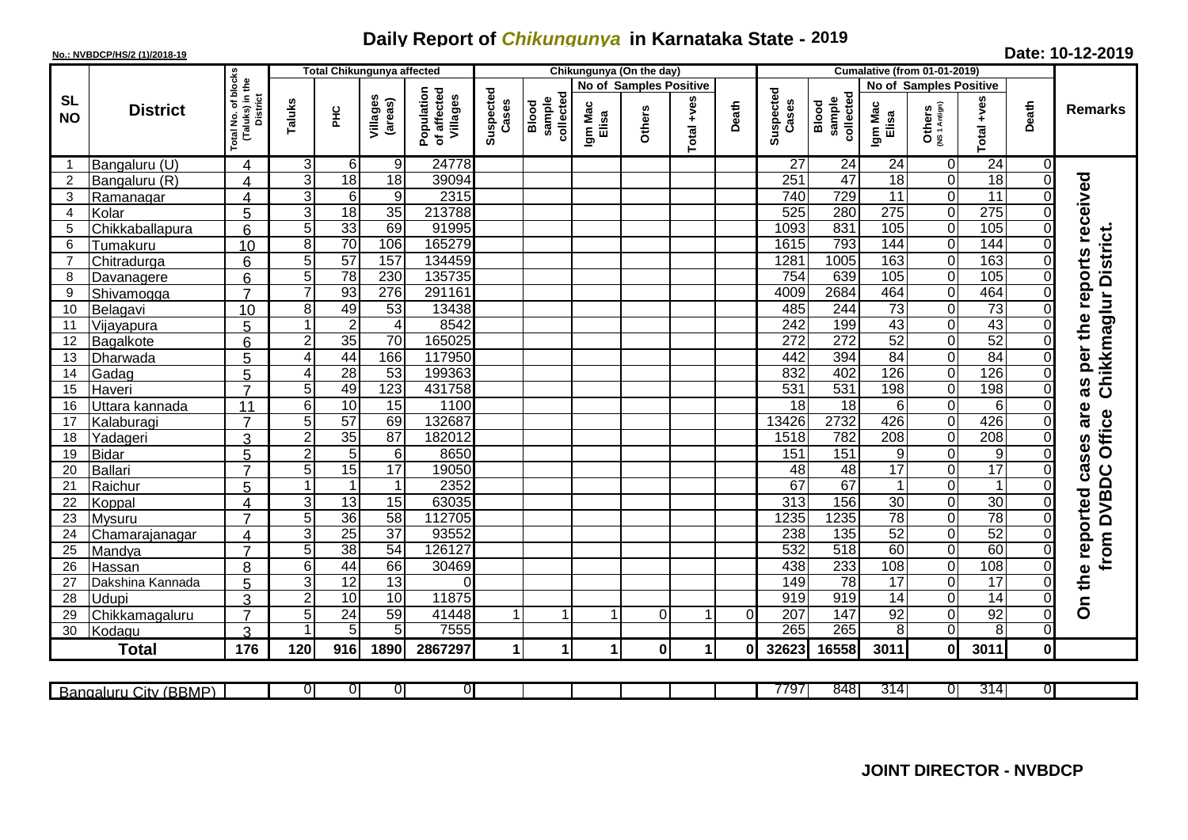# Daily Report of *Chikungunya* in Karnataka State - 2019

**No.: NVBDCP/HS/2 (1)/2018-19**

**Date: 10-12-2019**

| SL NO | District | Total No. of blocks (Taluks) in the District | Total Chikungunya affected | | | | Chikungunya (On the day) | | | | | | | Cumalative (from 01-01-2019) | | | | | | | Remarks |
|---|---|---|---|---|---|---|---|---|---|---|---|---|---|---|---|---|---|---|---|---|---|
| | | | Taluks | PHC | Villages (areas) | Population of affected Villages | Suspected Cases | Blood sample collected | No of Samples Positive | | | Death | Suspected Cases | Blood sample collected | No of Samples Positive | | | Death | |
| | | | | | | | | | Igm Mac Elisa | Others | Total +ves | | | | Igm Mac Elisa | Others (NS 1 Antign) | Total +ves | | |
| 1 | Bangaluru (U) | 4 | 3 | 6 | 9 | 24778 | | | | | | | 27 | 24 | 24 | 0 | 24 | 0 | On the reported cases are as per the reports received from DVBDC Office Chikkmaglur District. |
| 2 | Bangaluru (R) | 4 | 3 | 18 | 18 | 39094 | | | | | | | 251 | 47 | 18 | 0 | 18 | 0 | |
| 3 | Ramanagar | 4 | 3 | 6 | 9 | 2315 | | | | | | | 740 | 729 | 11 | 0 | 11 | 0 | |
| 4 | Kolar | 5 | 3 | 18 | 35 | 213788 | | | | | | | 525 | 280 | 275 | 0 | 275 | 0 | |
| 5 | Chikkaballapura | 6 | 5 | 33 | 69 | 91995 | | | | | | | 1093 | 831 | 105 | 0 | 105 | 0 | |
| 6 | Tumakuru | 10 | 8 | 70 | 106 | 165279 | | | | | | | 1615 | 793 | 144 | 0 | 144 | 0 | |
| 7 | Chitradurga | 6 | 5 | 57 | 157 | 134459 | | | | | | | 1281 | 1005 | 163 | 0 | 163 | 0 | |
| 8 | Davanagere | 6 | 5 | 78 | 230 | 135735 | | | | | | | 754 | 639 | 105 | 0 | 105 | 0 | |
| 9 | Shivamogga | 7 | 7 | 93 | 276 | 291161 | | | | | | | 4009 | 2684 | 464 | 0 | 464 | 0 | |
| 10 | Belagavi | 10 | 8 | 49 | 53 | 13438 | | | | | | | 485 | 244 | 73 | 0 | 73 | 0 | |
| 11 | Vijayapura | 5 | 1 | 2 | 4 | 8542 | | | | | | | 242 | 199 | 43 | 0 | 43 | 0 | |
| 12 | Bagalkote | 6 | 2 | 35 | 70 | 165025 | | | | | | | 272 | 272 | 52 | 0 | 52 | 0 | |
| 13 | Dharwada | 5 | 4 | 44 | 166 | 117950 | | | | | | | 442 | 394 | 84 | 0 | 84 | 0 | |
| 14 | Gadag | 5 | 4 | 28 | 53 | 199363 | | | | | | | 832 | 402 | 126 | 0 | 126 | 0 | |
| 15 | Haveri | 7 | 5 | 49 | 123 | 431758 | | | | | | | 531 | 531 | 198 | 0 | 198 | 0 | |
| 16 | Uttara kannada | 11 | 6 | 10 | 15 | 1100 | | | | | | | 18 | 18 | 6 | 0 | 6 | 0 | |
| 17 | Kalaburagi | 7 | 5 | 57 | 69 | 132687 | | | | | | | 13426 | 2732 | 426 | 0 | 426 | 0 | |
| 18 | Yadageri | 3 | 2 | 35 | 87 | 182012 | | | | | | | 1518 | 782 | 208 | 0 | 208 | 0 | |
| 19 | Bidar | 5 | 2 | 5 | 6 | 8650 | | | | | | | 151 | 151 | 9 | 0 | 9 | 0 | |
| 20 | Ballari | 7 | 5 | 15 | 17 | 19050 | | | | | | | 48 | 48 | 17 | 0 | 17 | 0 | |
| 21 | Raichur | 5 | 1 | 1 | 1 | 2352 | | | | | | | 67 | 67 | 1 | 0 | 1 | 0 | |
| 22 | Koppal | 4 | 3 | 13 | 15 | 63035 | | | | | | | 313 | 156 | 30 | 0 | 30 | 0 | |
| 23 | Mysuru | 7 | 5 | 36 | 58 | 112705 | | | | | | | 1235 | 1235 | 78 | 0 | 78 | 0 | |
| 24 | Chamarajanagar | 4 | 3 | 25 | 37 | 93552 | | | | | | | 238 | 135 | 52 | 0 | 52 | 0 | |
| 25 | Mandya | 7 | 5 | 38 | 54 | 126127 | | | | | | | 532 | 518 | 60 | 0 | 60 | 0 | |
| 26 | Hassan | 8 | 6 | 44 | 66 | 30469 | | | | | | | 438 | 233 | 108 | 0 | 108 | 0 | |
| 27 | Dakshina Kannada | 5 | 3 | 12 | 13 | 0 | | | | | | | 149 | 78 | 17 | 0 | 17 | 0 | |
| 28 | Udupi | 3 | 2 | 10 | 10 | 11875 | | | | | | | 919 | 919 | 14 | 0 | 14 | 0 | |
| 29 | Chikkamagaluru | 7 | 5 | 24 | 59 | 41448 | 1 | 1 | 1 | 0 | 1 | 0 | 207 | 147 | 92 | 0 | 92 | 0 | |
| 30 | Kodagu | 3 | 1 | 5 | 5 | 7555 | | | | | | | 265 | 265 | 8 | 0 | 8 | 0 | |
| | **Total** | **176** | **120** | **916** | **1890** | **2867297** | **1** | **1** | **1** | **0** | **1** | **0** | **32623** | **16558** | **3011** | **0** | **3011** | **0** | |

| Bangaluru City (BBMP) | | 0 | 0 | 0 | 0 | | | | | | | 7797 | 848 | 314 | 0 | 314 | 0 | |
|---|---|---|---|---|---|---|---|---|---|---|---|---|---|---|---|---|---|---|

**JOINT DIRECTOR - NVBDCP**